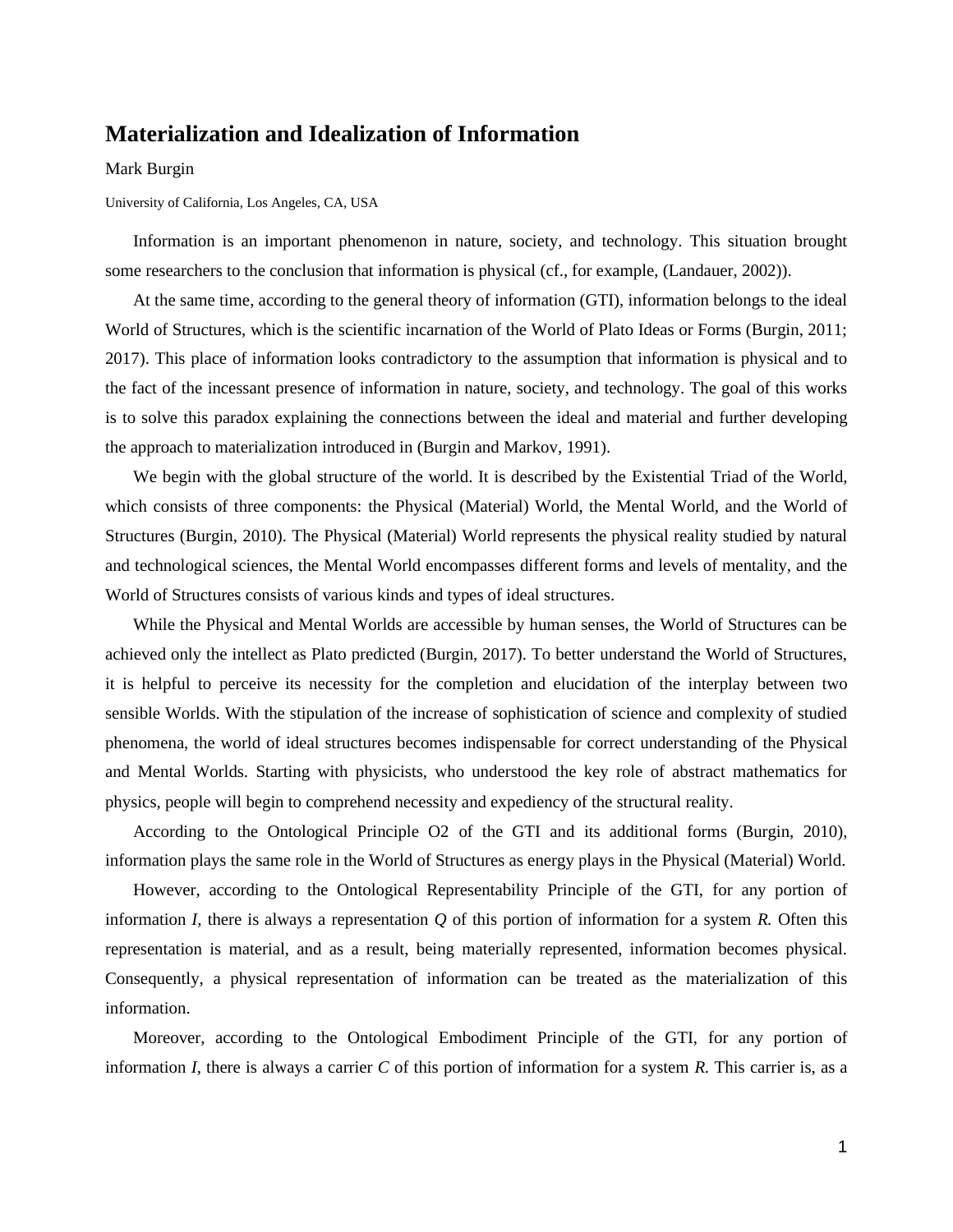# Materialization and Idealization of Information

Mark Burgin

University of California, Los Angeles, CA, USA

Information is an important phenomenon in nature, society, and technology. This situation brought some researchers to the conclusion that information is physical (cf., for example, (Landauer, 2002)).

At the same time, according to the general theory of information (GTI), information belongs to the ideal World of Structures, which is the scientific incarnation of the World of Plato Ideas or Forms (Burgin, 2011; 2017). This place of information looks contradictory to the assumption that information is physical and to the fact of the incessant presence of information in nature, society, and technology. The goal of this works is to solve this paradox explaining the connections between the ideal and material and further developing the approach to materialization introduced in (Burgin and Markov, 1991).

We begin with the global structure of the world. It is described by the Existential Triad of the World, which consists of three components: the Physical (Material) World, the Mental World, and the World of Structures (Burgin, 2010). The Physical (Material) World represents the physical reality studied by natural and technological sciences, the Mental World encompasses different forms and levels of mentality, and the World of Structures consists of various kinds and types of ideal structures.

While the Physical and Mental Worlds are accessible by human senses, the World of Structures can be achieved only the intellect as Plato predicted (Burgin, 2017). To better understand the World of Structures, it is helpful to perceive its necessity for the completion and elucidation of the interplay between two sensible Worlds. With the stipulation of the increase of sophistication of science and complexity of studied phenomena, the world of ideal structures becomes indispensable for correct understanding of the Physical and Mental Worlds. Starting with physicists, who understood the key role of abstract mathematics for physics, people will begin to comprehend necessity and expediency of the structural reality.

According to the Ontological Principle O2 of the GTI and its additional forms (Burgin, 2010), information plays the same role in the World of Structures as energy plays in the Physical (Material) World.

However, according to the Ontological Representability Principle of the GTI, for any portion of information $I$, there is always a representation $Q$ of this portion of information for a system $R$. Often this representation is material, and as a result, being materially represented, information becomes physical. Consequently, a physical representation of information can be treated as the materialization of this information.

Moreover, according to the Ontological Embodiment Principle of the GTI, for any portion of information $I$, there is always a carrier $C$ of this portion of information for a system $R$. This carrier is, as a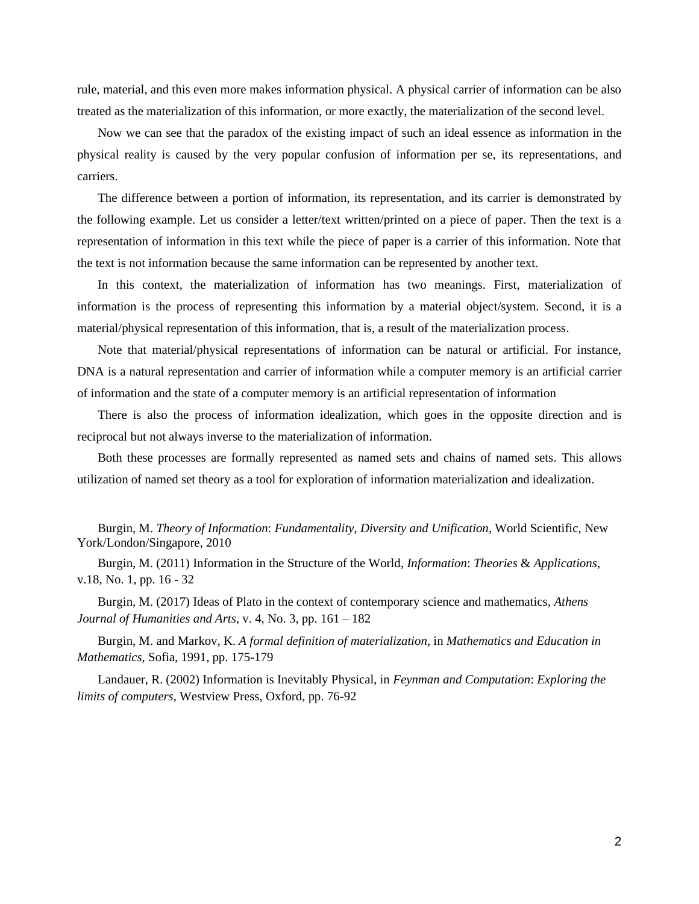rule, material, and this even more makes information physical. A physical carrier of information can be also treated as the materialization of this information, or more exactly, the materialization of the second level.

Now we can see that the paradox of the existing impact of such an ideal essence as information in the physical reality is caused by the very popular confusion of information per se, its representations, and carriers.

The difference between a portion of information, its representation, and its carrier is demonstrated by the following example. Let us consider a letter/text written/printed on a piece of paper. Then the text is a representation of information in this text while the piece of paper is a carrier of this information. Note that the text is not information because the same information can be represented by another text.

In this context, the materialization of information has two meanings. First, materialization of information is the process of representing this information by a material object/system. Second, it is a material/physical representation of this information, that is, a result of the materialization process.

Note that material/physical representations of information can be natural or artificial. For instance, DNA is a natural representation and carrier of information while a computer memory is an artificial carrier of information and the state of a computer memory is an artificial representation of information

There is also the process of information idealization, which goes in the opposite direction and is reciprocal but not always inverse to the materialization of information.

Both these processes are formally represented as named sets and chains of named sets. This allows utilization of named set theory as a tool for exploration of information materialization and idealization.

Burgin, M. *Theory of Information*: *Fundamentality, Diversity and Unification*, World Scientific, New York/London/Singapore, 2010

Burgin, M. (2011) Information in the Structure of the World, *Information*: *Theories* & *Applications*, v.18, No. 1, pp. 16 - 32

Burgin, M. (2017) Ideas of Plato in the context of contemporary science and mathematics, *Athens Journal of Humanities and Arts*, v. 4, No. 3, pp. 161 – 182

Burgin, M. and Markov, K. *A formal definition of materialization*, in *Mathematics and Education in Mathematics*, Sofia, 1991, pp. 175-179

Landauer, R. (2002) Information is Inevitably Physical, in *Feynman and Computation*: *Exploring the limits of computers*, Westview Press, Oxford, pp. 76-92